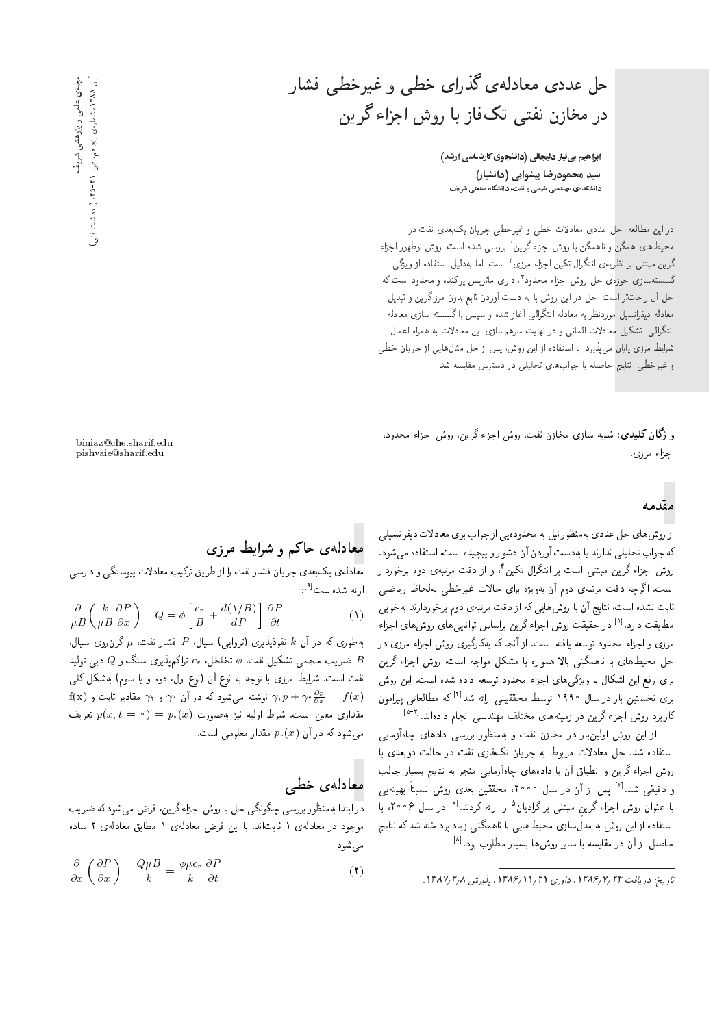# حل عددی معادله‌ی گذرای خطی و غیرخطی فشار در مخازن نفتی تک‌فاز با روش اجزاء گرین

**ابراهیم بی‌نیاز دلیجانی (دانشجوی کارشناسی ارشد)**
**سید محمودرضا پیشوایی (دانشیار)**
**دانشکده‌ی مهندسی شیمی و نفت، دانشگاه صنعتی شریف**

biniaz@che.sharif.edu
pishvaie@sharif.edu

در این مطالعه، حل عددی معادلات خطی و غیرخطی جریان یک‌بعدی نفت در محیط‌های همگن و ناهمگن با روش اجزاء گرین[1] بررسی شده است. روش نوظهور اجزاء گرین مبتنی بر نظریه‌ی انتگرال تکین اجزاء مرزی[2] است، اما به‌دلیل استفاده از ویژگی گسسته‌سازی حوزه‌ی حل روش اجزاء محدود[3]، دارای ماتریس پراکنده و محدود است که حل آن راحت‌تر است. حل در این روش با به دست آوردن تابع بدون مرز گرین و تبدیل معادله دیفرانسیل موردنظر به معادله انتگرالی آغاز شده و سپس با گسسته سازی معادله انتگرالی، تشکیل معادلات المانی و در نهایت سرهم‌سازی این معادلات به همراه اعمال شرایط مرزی پایان می‌پذیرد. با استفاده از این روش، پس از حل مثال‌هایی از جریان خطی و غیرخطی، نتایج حاصله با جواب‌های تحلیلی در دسترس مقایسه شد.

**واژگان کلیدی:** شبیه سازی مخازن نفت، روش اجزاء گرین، روش اجزاء محدود، اجزاء مرزی.

## مقدمه

از روش‌های حل عددی به‌منظور نیل به محدوده‌یی از جواب برای معادلات دیفرانسیلی که جواب تحلیلی ندارند یا به‌دست آوردن آن دشوار و پیچیده است، استفاده می‌شود. روش اجزاء گرین مبتنی است بر انتگرال تکین[4]، و از دقت مرتبه‌ی دوم برخوردار است. اگرچه دقت مرتبه‌ی دوم آن به‌ویژه برای حالات غیرخطی به‌لحاظ ریاضی ثابت نشده است، نتایج آن با روش‌هایی که از دقت مرتبه‌ی دوم برخوردارند به‌خوبی مطابقت دارد.[1] در حقیقت روش اجزاء گرین براساس توانایی‌های روش‌های اجزاء مرزی و اجزاء محدود توسعه یافته است. از آنجا که به‌کارگیری روش اجزاء مرزی در حل محیط‌های با ناهمگنی بالا همواره با مشکل مواجه است، روش اجزاء گرین برای رفع این اشکال با ویژگی‌های اجزاء محدود توسعه داده شده است. این روش برای نخستین بار در سال ۱۹۹۰ توسط محققینی ارائه شد[2] که مطالعاتی پیرامون کاربرد روش اجزاء گرین در زمینه‌های مختلف مهندسی انجام داده‌اند.[3-5]

از این روش اولین‌بار در مخازن نفت و به‌منظور بررسی داده‌های چاه‌آزمایی استفاده شد. حل معادلات مربوط به جریان تک‌فازی نفت در حالت دوبعدی با روش اجزاء گرین و انطباق آن با داده‌های چاه‌آزمایی منجر به نتایج بسیار جالب و دقیقی شد.[6] پس از آن در سال ۲۰۰۰، محققین بعدی روش نسبتاً بهینه‌یی با عنوان روش اجزاء گرین مبتنی بر گرادیان[5] را ارائه کردند.[7] در سال ۲۰۰۶، با استفاده از این روش به مدل‌سازی محیط‌هایی با ناهمگنی زیاد پرداخته شد که نتایج حاصل از آن در مقایسه با سایر روش‌ها بسیار مطلوب بود.[8]

## معادله‌ی حاکم و شرایط مرزی

معادله‌ی یک‌بعدی جریان فشار نفت را از طریق ترکیب معادلات پیوستگی و دارسی ارائه شده‌است[9]:

$$\frac{\partial}{\mu B}\left(\frac{k}{\mu B}\frac{\partial P}{\partial x}\right) - Q = \phi\left[\frac{c_r}{B} + \frac{d(1/B)}{dP}\right]\frac{\partial P}{\partial t} \qquad (1)$$

به‌طوری که در آن $k$ نفوذپذیری (تراوایی) سیال، $P$ فشار نفت، $\mu$ گران‌روی سیال، $B$ ضریب حجمی تشکیل نفت، $\phi$ تخلخل، $c_r$ تراکم‌پذیری سنگ و $Q$ دبی تولید نفت است. شرایط مرزی با توجه به نوع آن (نوع اول، دوم و یا سوم) به‌شکل کلی $\gamma_1 p + \gamma_2 \frac{\partial p}{\partial x} = f(x)$ نوشته می‌شود که در آن $\gamma_1$ و $\gamma_2$ مقادیر ثابت و $f(x)$ مقداری معین است. شرط اولیه نیز به‌صورت $p(x, t = 0) = p_0(x)$ تعریف می‌شود که در آن $p_0(x)$ مقدار معلومی است.

## معادله‌ی خطی

در ابتدا به‌منظور بررسی چگونگی حل با روش اجزاء گرین، فرض می‌شود که ضرایب موجود در معادله‌ی ۱ ثابت‌اند. با این فرض معادله‌ی ۱ مطابق معادله‌ی ۲ ساده می‌شود:

$$\frac{\partial}{\partial x}\left(\frac{\partial P}{\partial x}\right) - \frac{Q\mu B}{k} = \frac{\phi\mu c_r}{k}\frac{\partial P}{\partial t} \qquad (2)$$

تاریخ: دریافت ۱۳۸۶/۷/۲۴، داوری ۱۳۸۶/۱۱/۲۱، پذیرش ۱۳۸۷/۳/۸.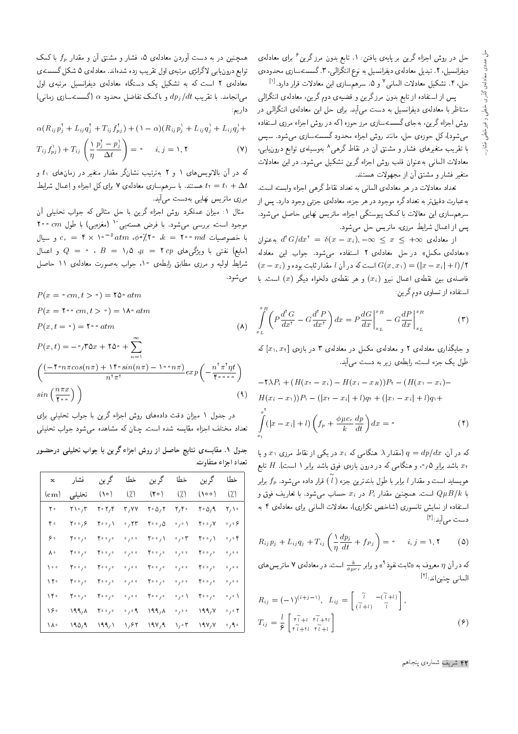حل در روش اجزاء گرین بر پایه‌ی یافتن: ۱. تابع بدون مرز گرین[۶] برای معادله‌ی دیفرانسیل، ۲. تبدیل معادله‌ی دیفرانسیل به نوع انتگرالی، ۳. گسسته‌سازی محدوده‌ی حل، ۴. تشکیل معادلات المانی[۷] و ۵. سرهم‌سازی این معادلات قرار دارد.[۱]

پس از استفاده از تابع بدون مرز گرین و قضیه‌ی دوم گرین، معادله‌ی انتگرالی متناظر با معادله‌ی دیفرانسیل به دست می‌آید. برای حل این معادله‌ی انتگرالی در روش اجزاء گرین، به‌جای گسسته‌سازی مرز حوزه (که در روش اجزاء مرزی استفاده می‌شود)، کل حوزه‌ی حل، مانند روش اجزاء محدود گسسته‌سازی می‌شود. سپس با تقریب متغیرهای فشار و مشتق آن در نقاط گرهی به‌وسیله‌ی توابع درون‌یابی[۸]، معادلات المانی به‌عنوان قلب روش اجزاء گرین تشکیل می‌شود. در این معادلات متغیر فشار و مشتق آن از مجهولات هستند.

تعداد معادلات در هر معادله‌ی المانی به تعداد نقاط گرهی اجزاء وابسته است. به‌عبارت دقیق‌تر به تعداد گره موجود در هر جزء، معادله‌ی جزئی وجود دارد. پس از سرهم‌سازی این معالات با کمک پیوستگی اجزاء، ماتریس نهایی حاصل می‌شود. پس از اعمال شرایط مرزی، ماتریس حل می‌شود.

از معادله‌ی $d^2G/dx^2 = \delta(x - x_i), -\infty \leq x \leq +\infty$ به‌عنوان «معادله‌ی مکمل» در حل معادله‌ی ۲ استفاده می‌شود. جواب این معادله $G(x, x_1) = (|x - x_i| + l)/2$ است که در آن $l$ مقدار ثابت بوده و $(x - x_i)$ فاصله‌ی بین نقطه‌ی اعمال نیرو $(x_i)$ و هر نقطه‌ی دلخواه دیگر $(x)$ است. با استفاده از تساوی دوم گرین:

$$\int_{x_L}^{x_R} \left( P\frac{d^2G}{dx^2} - G\frac{d^2P}{dx^2} \right) dx = P\frac{dG}{dx}\bigg|_{x_L}^{x_R} - G\frac{dP}{dx}\bigg|_{x_L}^{x_R} \quad (3)$$

و جایگذاری معادله‌ی ۲ و معادله‌ی مکمل در معادله‌ی ۳ در بازه‌ی $[x_1, x_2]$ که طول یک جزء است، رابطه‌ی زیر به دست می‌آید.

$$-2\lambda P_i + (H(x_2 - x_i) - H(x_i - x_R))P_2 - (H(x_1 - x_i) - H(x_i - x_1))P_1 - (|x_2 - x_i| + l)q_2 + (|x_1 - x_i| + l)q_1 + \int_{x_1}^{x^2} (|x - x_i| + l) \left( f_p + \frac{\phi\mu c_r}{k} \frac{dp}{dt} \right) dx = 0 \quad (4)$$

که در آن، $q = dp/dx$ (مقدار $\lambda$ هنگامی که $x_i$ در یکی از نقاط مرزی $x_1$ و یا $x_2$ باشد برابر ۰٫۵، و هنگامی که در درون بازه‌ی فوق باشد برابر ۱ است). $H$ تابع هویساید است و مقدار $l$ برابر با طول بلندترین جزء $(\tilde{l})$ قرار داده می‌شود. $f_p$ برابر با $Q\mu B/k$ است. همچنین مقدار $P_i$ در $x_i$ حساب می‌شود. با تعاریف فوق و استفاده از نمایش تانسوری (شاخص تکراری)، معادلات المانی برای معادله‌ی ۴ به دست می‌آید:[۲]

$$R_{ij} p_j + L_{ij} q_j + T_{ij} \left( \frac{1}{\eta} \frac{dp_j}{dt} + f_{Pj} \right) = 0 \quad i, j = 1, 2 \quad (5)$$

که در آن $\eta$ معروف به «ثابت نفوذ[۹]» و برابر $\frac{k}{\phi\mu c_r}$ است. در معادله‌ی ۷ ماتریس‌های المانی چنین‌اند:[۲]

$$R_{ij} = (-1)^{(i+j-1)}, \quad L_{ij} = \begin{bmatrix} \tilde{l} & -(\tilde{l} + l) \\ (\tilde{l} + l) & \tilde{l} \end{bmatrix},$$
$$T_{ij} = \frac{l}{6} \begin{bmatrix} 2\tilde{l} + l & 2\tilde{l} + 2l \\ 2\tilde{l} + 2l & 2\tilde{l} + l \end{bmatrix} \quad (6)$$

همچنین در به دست آوردن معادله‌ی ۵، فشار و مشتق آن و مقدار $f_p$ با کمک توابع درون‌یابی لاگرانژی مرتبه‌ی اول تقریب زده شده‌اند. معادله‌ی ۵ شکل گسسته‌ی معادله‌ی ۲ است که به تشکیل یک دستگاه معادله‌ی دیفرانسیل مرتبه‌ی اول می‌انجامد. با تقریب $dp_j/dt$ و باکمک تفاضل محدود $\alpha$ (گسسته‌سازی زمانی) داریم:

$$\alpha(R_{ij} p_j^2 + L_{ij} q_j^2 + T_{ij} f_{pj}^2) + (1 - \alpha)(R_{ij} p_j^1 + L_{ij} q_j^1 + L_{ij} q_j^1 + T_{ij} f_{pj}^1) + T_{ij} \left( \frac{1}{\eta} \frac{p_j^2 - p_j^1}{\Delta t} \right) = 0 \quad i, j = 1, 2 \quad (7)$$

که در آن بالانویس‌های ۱ و ۲ به‌ترتیب نشانگر مقدار متغیر در زمان‌های $t_1$ و $t_2 = t_1 + \Delta t$ هستند. با سرهم‌سازی معادله‌ی ۷ برای کل اجزاء و اعمال شرایط مرزی ماتریس نهایی به‌دست می‌آید.

مثال ۱: میزان عملکرد روش اجزاء گرین با حل مثالی که جواب تحلیلی آن موجود است، بررسی می‌شود. با فرض هسته‌یی[۱۰] (مغزه‌یی) با طول $200\ cm$ با خصوصیات $k = 200\ md$، $\phi = \%20$، $c_r = 4 \times 10^{-5}\ atm$ و سیال (مایع) نفتی با ویژگی‌های $\mu = 2\ cp$، $B = 1.5$، $Q = 0$ و اعمال شرایط اولیه و مرزی مطابق رابطه‌ی ۱۰، جواب به‌صورت معادله‌ی ۱۱ حاصل می‌شود.

$$P(x = 0\ cm, t > 0) = 250\ atm$$
$$P(x = 200\ cm, t > 0) = 180\ atm$$
$$P(x, t = 0) = 200\ atm \quad (8)$$
$$P(x,t) = -0.35x + 250 + \sum_{n=1}^{\infty} \left( \frac{(-40n\pi cos(n\pi) + 140 sin(n\pi) - 100n\pi)}{n^2\pi^2} exp\left( -\frac{n^2\pi^2\eta t}{40000} \right) sin\left( \frac{n\pi x}{200} \right) \right) \quad (9)$$

در جدول ۱ میزان دقت داده‌های روش اجزاء گرین با جواب تحلیلی برای تعداد مختلف اجزاء مقایسه شده است. چنان که مشاهده می‌شود جواب تحلیلی

جدول ۱. مقایسه‌ی نتایج حاصل از روش اجزاء گرین با جواب تحلیلی درحضور تعداد اجزاء متفاوت.

| x (cm) | فشار تحلیلی | گرین (۱۰) | خطا (٪) | گرین (۲۰) | خطا (٪) | گرین (۱۰۰) | خطا (٪) |
|---|---|---|---|---|---|---|---|
| ۲۰ | ۲۱۰٫۳ | ۲۰۲٫۴ | ۳٫۷۷ | ۲۰۵٫۲ | ۲٫۴۰ | ۲۰۵٫۹ | ۲٫۱۰ |
| ۴۰ | ۲۰۰٫۶ | ۲۰۰٫۱ | ۰٫۲۳ | ۲۰۰٫۵ | ۰٫۰۱ | ۲۰۰٫۷ | ۰٫۰۶ |
| ۶۰ | ۲۰۰٫۰ | ۲۰۰٫۰ | ۰٫۰۰ | ۲۰۰٫۱ | ۰٫۰۳ | ۲۰۰٫۱ | ۰٫۰۴ |
| ۸۰ | ۲۰۰٫۰ | ۲۰۰٫۰ | ۰٫۰۰ | ۲۰۰٫۰ | ۰٫۰۰ | ۲۰۰٫۰ | ۰٫۰۰ |
| ۱۰۰ | ۲۰۰٫۰ | ۲۰۰٫۰ | ۰٫۰۰ | ۲۰۰٫۰ | ۰٫۰۰ | ۲۰۰٫۰ | ۰٫۰۰ |
| ۱۲۰ | ۲۰۰٫۰ | ۲۰۰٫۰ | ۰٫۰۰ | ۲۰۰٫۰ | ۰٫۰۰ | ۲۰۰٫۰ | ۰٫۰۰ |
| ۱۴۰ | ۲۰۰٫۰ | ۲۰۰٫۰ | ۰٫۰۰ | ۲۰۰٫۰ | ۰٫۰۱ | ۲۰۰٫۰ | ۰٫۰۱ |
| ۱۶۰ | ۱۹۹٫۸ | ۲۰۰٫۰ | ۰٫۰۹ | ۱۹۹٫۸ | ۰٫۰۰ | ۱۹۹٫۷ | ۰٫۰۲ |
| ۱۸۰ | ۱۹۵٫۹ | ۱۹۹٫۱ | ۱٫۶۲ | ۱۹۷٫۹ | ۱٫۰۳ | ۱۹۷٫۷ | ۰٫۹۰ |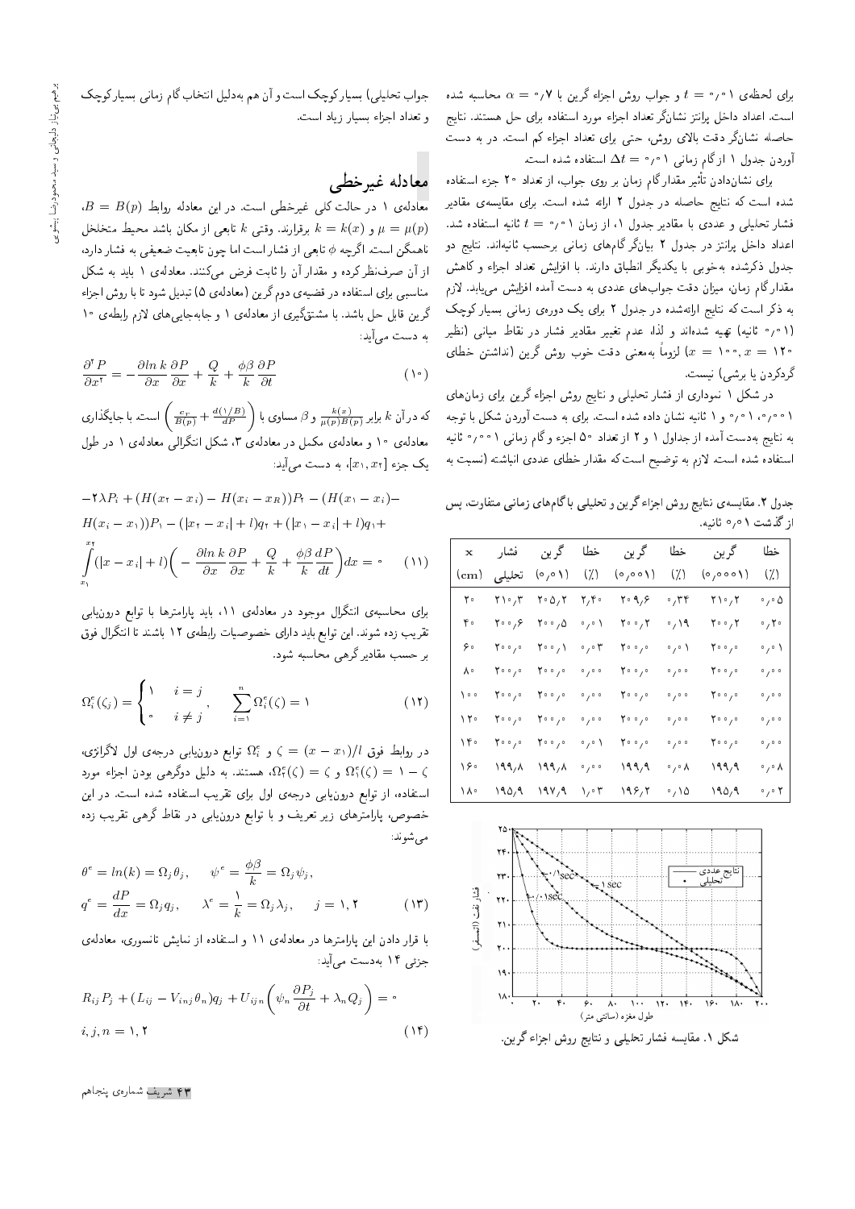برای لحظه‌ی $t = 0{,}01$ و جواب روش اجزاء گرین با $\alpha = 0{,}7$ محاسبه شده است. اعداد داخل پرانتز نشانگر تعداد اجزاء مورد استفاده برای حل هستند. نتایج حاصله نشانگر دقت بالای روش، حتی برای تعداد اجزاء کم است. در به دست آوردن جدول ۱ از گام زمانی $\Delta t = 0{,}01$ استفاده شده است.

برای نشان‌دادن تأثیر مقدار گام زمان بر روی جواب، از تعداد ۲۰ جزء استفاده شده است که نتایج حاصله در جدول ۲ ارائه شده است. برای مقایسه‌ی مقادیر فشار تحلیلی و عددی با مقادیر جدول ۱، از زمان $t = 0{,}01$ ثانیه استفاده شد. اعداد داخل پرانتز در جدول ۲ بیان‌گر گام‌های زمانی برحسب ثانیه‌اند. نتایج دو جدول ذکرشده به‌خوبی با یکدیگر انطباق دارند. با افزایش تعداد اجزاء و کاهش مقدار گام زمان، میزان دقت جواب‌های عددی به دست آمده افزایش می‌یابد. لازم به ذکر است که نتایج ارائه‌شده در جدول ۲ برای یک دوره‌ی زمانی بسیار کوچک (۰٫۰۱ ثانیه) تهیه شده‌اند و لذا، عدم تغییر مقادیر فشار در نقاط میانی (نظیر $x = 100, x = 120$) لزوماً به‌معنی دقت خوب روش گرین (نداشتن خطای گردکردن یا برشی) نیست.

در شکل ۱ نموداری از فشار تحلیلی و نتایج روش اجزاء گرین برای زمان‌های ۰٫۰۰۱، ۰٫۰۱ و ۱ ثانیه نشان داده شده است. برای به دست آوردن شکل با توجه به نتایج به‌دست آمده از جداول ۱ و ۲ از تعداد ۵۰ اجزء و گام زمانی ۰٫۰۰۰۱ ثانیه استفاده شده است. لازم به توضیح است که مقدار خطای عددی انباشته (نسبت به جواب تحلیلی) بسیار کوچک است و آن هم به‌دلیل انتخاب گام زمانی بسیار کوچک و تعداد اجزاء بسیار زیاد است.

جدول ۲. مقایسه‌ی نتایج روش اجزاء گرین و تحلیلی با گام‌های زمانی متفاوت، پس از گذشت ۰٫۰۱ ثانیه.

| x (cm) | فشار تحلیلی | گرین (۰٫۰۱) | خطا (٪) | گرین (۰٫۰۰۱) | خطا (٪) | گرین (۰٫۰۰۰۱) | خطا (٪) |
|---|---|---|---|---|---|---|---|
| ۲۰ | ۲۱۰٫۳ | ۲۰۵٫۲ | ۲٫۴۰ | ۲۰۹٫۶ | ۰٫۳۴ | ۲۱۰٫۲ | ۰٫۰۵ |
| ۴۰ | ۲۰۰٫۶ | ۲۰۰٫۵ | ۰٫۰۱ | ۲۰۰٫۲ | ۰٫۱۹ | ۲۰۰٫۲ | ۰٫۲۰ |
| ۶۰ | ۲۰۰٫۰ | ۲۰۰٫۱ | ۰٫۰۳ | ۲۰۰٫۰ | ۰٫۰۱ | ۲۰۰٫۰ | ۰٫۰۱ |
| ۸۰ | ۲۰۰٫۰ | ۲۰۰٫۰ | ۰٫۰۰ | ۲۰۰٫۰ | ۰٫۰۰ | ۲۰۰٫۰ | ۰٫۰۰ |
| ۱۰۰ | ۲۰۰٫۰ | ۲۰۰٫۰ | ۰٫۰۰ | ۲۰۰٫۰ | ۰٫۰۰ | ۲۰۰٫۰ | ۰٫۰۰ |
| ۱۲۰ | ۲۰۰٫۰ | ۲۰۰٫۰ | ۰٫۰۰ | ۲۰۰٫۰ | ۰٫۰۰ | ۲۰۰٫۰ | ۰٫۰۰ |
| ۱۴۰ | ۲۰۰٫۰ | ۲۰۰٫۰ | ۰٫۰۱ | ۲۰۰٫۰ | ۰٫۰۰ | ۲۰۰٫۰ | ۰٫۰۰ |
| ۱۶۰ | ۱۹۹٫۸ | ۱۹۹٫۸ | ۰٫۰۰ | ۱۹۹٫۹ | ۰٫۰۸ | ۱۹۹٫۹ | ۰٫۰۸ |
| ۱۸۰ | ۱۹۵٫۹ | ۱۹۷٫۹ | ۱٫۰۳ | ۱۹۶٫۲ | ۰٫۱۵ | ۱۹۵٫۹ | ۰٫۰۲ |

شکل ۱. مقایسه فشار تحلیلی و نتایج روش اجزاء گرین.

## معادله غیرخطی

معادله‌ی ۱ در حالت کلی غیرخطی است. در این معادله روابط $B = B(p)$، $\mu = \mu(p)$ و $k = k(x)$ برقرارند. وقتی $k$ تابعی از مکان باشد محیط متخلخل ناهمگن است. اگرچه $\phi$ تابعی از فشار است اما چون تابعیت ضعیفی به فشار دارد، از آن صرف‌نظر کرده و مقدار آن را ثابت فرض می‌کنند. معادله‌ی ۱ باید به شکل مناسبی برای استفاده در قضیه‌ی دوم گرین (معادله‌ی ۵) تبدیل شود تا با روش اجزاء گرین قابل حل باشد. با مشتق‌گیری از معادله‌ی ۱ و جابه‌جایی‌های لازم رابطه‌ی ۱۰ به دست می‌آید:

$$\frac{\partial^2 P}{\partial x^2} = -\frac{\partial \ln k}{\partial x}\frac{\partial P}{\partial x} + \frac{Q}{k} + \frac{\phi\beta}{k}\frac{\partial P}{\partial t} \qquad (10)$$

که در آن $k$ برابر $\frac{k(x)}{\mu(p)B(p)}$ و $\beta$ مساوی با $\left(\frac{c_r}{B(p)} + \frac{d(1/B)}{dP}\right)$ است. با جایگذاری معادله‌ی ۱۰ و معادله‌ی مکمل در معادله‌ی ۳، شکل انتگرالی معادله‌ی ۱ در طول یک جزء $[x_1, x_2]$، به دست می‌آید:

$$-2\lambda P_i + (H(x_2 - x_i) - H(x_i - x_R))P_2 - (H(x_1 - x_i) - H(x_i - x_1))P_1 - (|x_2 - x_i| + l)q_2 + (|x_1 - x_i| + l)q_1 + \int_{x_1}^{x_2} (|x - x_i| + l)\left(-\frac{\partial \ln k}{\partial x}\frac{\partial P}{\partial x} + \frac{Q}{k} + \frac{\phi\beta}{k}\frac{dP}{dt}\right)dx = 0 \qquad (11)$$

برای محاسبه‌ی انتگرال موجود در معادله‌ی ۱۱، باید پارامترها با توابع درون‌یابی تقریب زده شوند. این توابع باید دارای خصوصیات رابطه‌ی ۱۲ باشند تا انتگرال فوق بر حسب مقادیر گرهی محاسبه شود.

$$\Omega_i^e(\zeta_j) = \begin{cases} 1 & i = j \\ 0 & i \neq j \end{cases}, \qquad \sum_{i=1}^{n} \Omega_i^e(\zeta) = 1 \qquad (12)$$

در روابط فوق $\zeta = (x - x_1)/l$ و $\Omega_i^e$ توابع درون‌یابی درجه‌ی اول لاگرانژی، $\zeta - 1 = \Omega_1^e(\zeta)$ و $\Omega_2^e(\zeta) = \zeta$، هستند. به دلیل دوگرهی بودن اجزاء مورد استفاده، از توابع درون‌یابی درجه‌ی اول برای تقریب استفاده شده است. در این خصوص، پارامترهای زیر تعریف و با توابع درون‌یابی در نقاط گرهی تقریب زده می‌شوند:

$$\theta^e = \ln(k) = \Omega_j\theta_j, \qquad \psi^e = \frac{\phi\beta}{k} = \Omega_j\psi_j,$$
$$q^e = \frac{dP}{dx} = \Omega_j q_j, \qquad \lambda^e = \frac{1}{k} = \Omega_j\lambda_j, \qquad j = 1, 2 \qquad (13)$$

با قرار دادن این پارامترها در معادله‌ی ۱۱ و استفاده از نمایش تانسوری، معادله‌ی جزئی ۱۴ به‌دست می‌آید:

$$R_{ij}P_j + (L_{ij} - V_{inj}\theta_n)q_j + U_{ijn}\left(\psi_n\frac{\partial P_j}{\partial t} + \lambda_n Q_j\right) = 0$$
$$i, j, n = 1, 2 \qquad (14)$$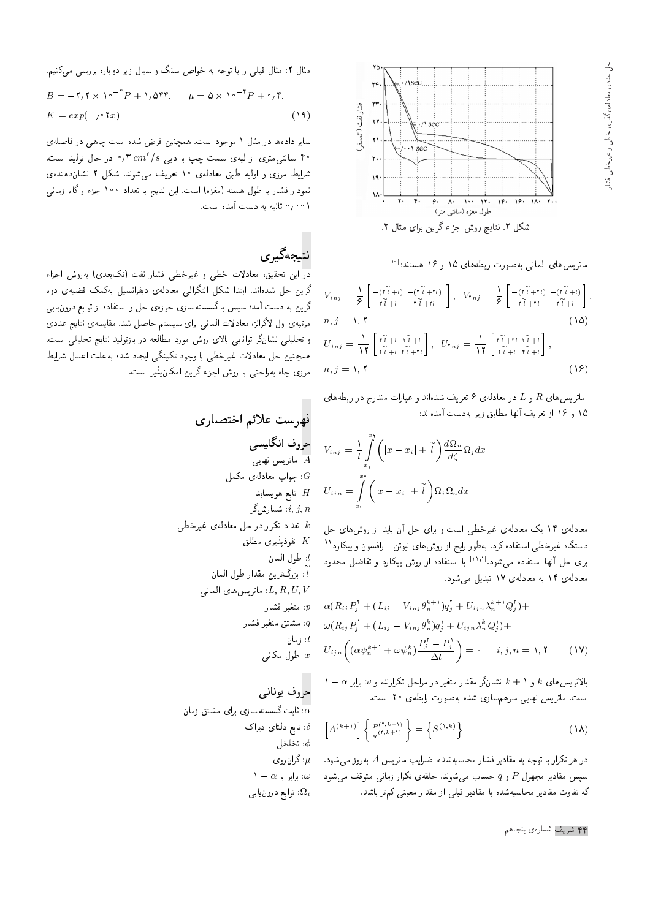شکل ۲. نتایج روش اجزاء گرین برای مثال ۲.

ماتریس‌های المانی به‌صورت رابطه‌های ۱۵ و ۱۶ هستند:[۱۰]

$$V_{1nj}=\frac{1}{6}\begin{bmatrix}-(3\tilde{l}+l) & -(3\tilde{l}+2l)\\ 3\tilde{l}+l & 3\tilde{l}+2l\end{bmatrix},\quad V_{2nj}=\frac{1}{6}\begin{bmatrix}-(3\tilde{l}+2l) & -(3\tilde{l}+l)\\ 3\tilde{l}+2l & 3\tilde{l}+l\end{bmatrix},$$
$$n,j=1,2 \qquad (15)$$

$$U_{1nj}=\frac{1}{12}\begin{bmatrix}4\tilde{l}+l & 2\tilde{l}+l\\ 2\tilde{l}+l & 4\tilde{l}+3l\end{bmatrix},\quad U_{2nj}=\frac{1}{12}\begin{bmatrix}4\tilde{l}+3l & 2\tilde{l}+l\\ 2\tilde{l}+l & 4\tilde{l}+l\end{bmatrix},$$
$$n,j=1,2 \qquad (16)$$

ماتریس‌های $R$ و $L$ در معادله‌ی ۶ تعریف شده‌اند و عبارات مندرج در رابطه‌های ۱۵ و ۱۶ از تعریف آنها مطابق زیر به‌دست آمده‌اند:

$$V_{inj}=\frac{1}{l}\int_{x_1}^{x_2}\left(|x-x_i|+\tilde{l}\right)\frac{d\Omega_n}{d\zeta}\Omega_j dx$$

$$U_{ijn}=\int_{x_1}^{x_2}\left(|x-x_i|+\tilde{l}\right)\Omega_j\Omega_n dx$$

معادله‌ی ۱۴ یک معادله‌ی غیرخطی است و برای حل آن باید از روش‌های حل دستگاه غیرخطی استفاده کرد. به‌طور رایج از روش‌های نیوتن ـ رافسون و پیکارد[۱۱] برای حل آنها استفاده می‌شود.[۱و۱۱] با استفاده از روش پیکارد و تفاضل محدود معادله‌ی ۱۴ به معادله‌ی ۱۷ تبدیل می‌شود.

$$\alpha(R_{ij}P_j^2+(L_{ij}-V_{inj}\theta_n^{k+1})q_j^2+U_{ijn}\lambda_n^{k+1}Q_j^2)+$$
$$\omega(R_{ij}P_j^1+(L_{ij}-V_{inj}\theta_n^{k})q_j^1+U_{ijn}\lambda_n^{k}Q_j^1)+$$
$$U_{ijn}\left((\alpha\psi_n^{k+1}+\omega\psi_n^{k})\frac{P_j^2-P_j^1}{\Delta t}\right)=0 \qquad i,j,n=1,2 \qquad (17)$$

بالانویس‌های $k$ و $k+1$ نشان‌گر مقدار متغیر در مراحل تکرارند، و $\omega$ برابر $1-\alpha$ است. ماتریس نهایی سرهم‌سازی شده به‌صورت رابطه‌ی ۲۰ است.

$$\left[A^{(k+1)}\right]\left\{\begin{matrix}P^{(2,k+1)}\\ q^{(2,k+1)}\end{matrix}\right\}=\left\{S^{(1,k)}\right\} \qquad (18)$$

در هر تکرار با توجه به مقادیر فشار محاسبه‌شده، ضرایب ماتریس $A$ به‌روز می‌شود. سپس مقادیر مجهول $P$ و $q$ حساب می‌شوند. حلقه‌ی تکرار زمانی متوقف می‌شود که تفاوت مقادیر محاسبه‌شده با مقادیر قبلی از مقدار معینی کم‌تر باشد.

مثال ۲: مثال قبلی را با توجه به خواص سنگ و سیال زیر دوباره بررسی می‌کنیم.

$$B=-2{,}2\times10^{-4}P+1{,}544,\qquad \mu=5\times10^{-4}P+0{,}4,$$
$$K=exp(-0{,}02x) \qquad (19)$$

سایر داده‌ها در مثال ۱ موجود است. همچنین فرض شده است چاهی در فاصله‌ی ۴۰ سانتی‌متری از لبه‌ی سمت چپ با دبی $0{,}3\ cm^3/s$ در حال تولید است. شرایط مرزی و اولیه طبق معادله‌ی ۱۰ تعریف می‌شوند. شکل ۲ نشان‌دهنده‌ی نمودار فشار با طول هسته (مغزه) است. این نتایج با تعداد ۱۰۰ جزء و گام زمانی ۰٫۰۰۱ ثانیه به دست آمده است.

## نتیجه‌گیری

در این تحقیق، معادلات خطی و غیرخطی فشار نفت (تک‌بعدی) به‌روش اجزاء گرین حل شده‌اند. ابتدا شکل انتگرالی معادله‌ی دیفرانسیل به‌کمک قضیه‌ی دوم گرین به دست آمد؛ سپس با گسسته‌سازی حوزه‌ی حل و استفاده از توابع درون‌یابی مرتبه‌ی اول لاگرانژ، معادلات المانی برای سیستم حاصل شد. مقایسه‌ی نتایج عددی و تحلیلی نشان‌گر توانایی بالای روش مورد مطالعه در بازتولید نتایج تحلیلی است. همچنین حل معادلات غیرخطی با وجود تکینگی ایجاد شده به‌علت اعمال شرایط مرزی چاه به‌راحتی با روش اجزاء گرین امکان‌پذیر است.

## فهرست علائم اختصاری

### حروف انگلیسی

$A$: ماتریس نهایی
$G$: جواب معادله‌ی مکمل
$H$: تابع هویساید
$i, j, n$: شمارش‌گر
$k$: تعداد تکرار در حل معادله‌ی غیرخطی
$K$: نفوذپذیری مطلق
$l$: طول المان
$\tilde{l}$: بزرگ‌ترین مقدار طول المان
$L, R, U, V$: ماتریس‌های المانی
$p$: متغیر فشار
$q$: مشتق متغیر فشار
$t$: زمان
$x$: طول مکانی

### حروف یونانی

$\alpha$: ثابت گسسته‌سازی برای مشتق زمان
$\delta$: تابع دلتای دیراک
$\phi$: تخلخل
$\mu$: گران‌روی
$\omega$: برابر با $1-\alpha$
$\Omega_i$: توابع درون‌یابی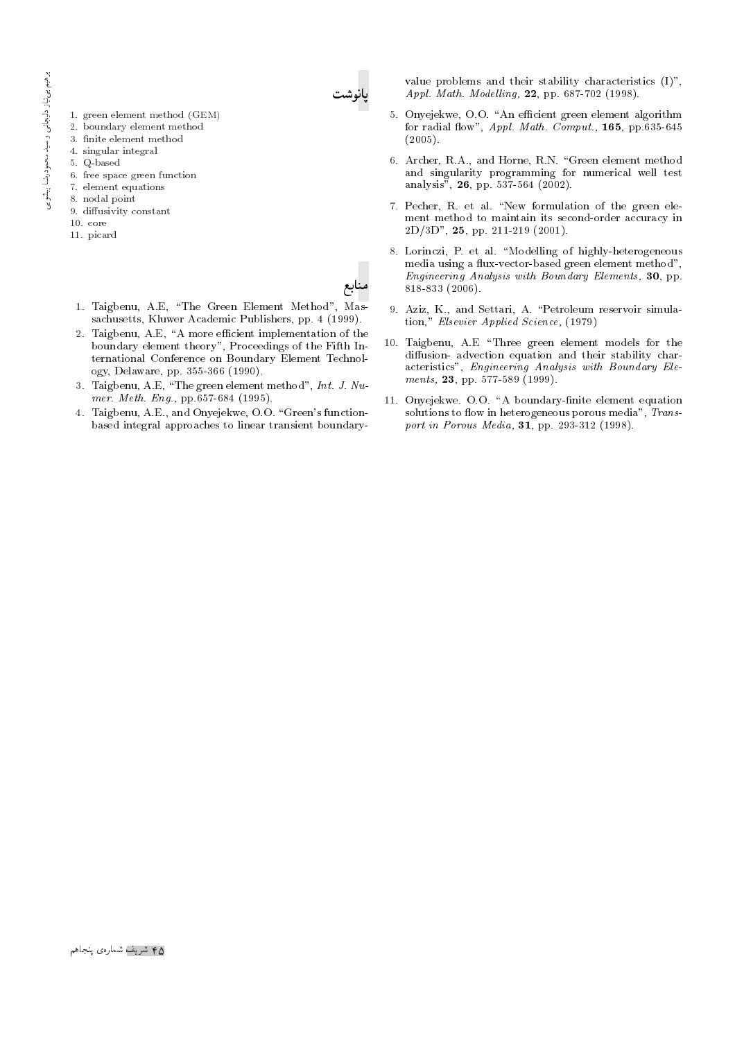## پانوشت

1. green element method (GEM)
2. boundary element method
3. finite element method
4. singular integral
5. Q-based
6. free space green function
7. element equations
8. nodal point
9. diffusivity constant
10. core
11. picard

## منابع

1. Taigbenu, A.E, "The Green Element Method", Massachusetts, Kluwer Academic Publishers, pp. 4 (1999).
2. Taigbenu, A.E, "A more efficient implementation of the boundary element theory", Proceedings of the Fifth International Conference on Boundary Element Technology, Delaware, pp. 355-366 (1990).
3. Taigbenu, A.E, "The green element method", *Int. J. Numer. Meth. Eng.,* pp.657-684 (1995).
4. Taigbenu, A.E., and Onyejekwe, O.O. "Green's function-based integral approaches to linear transient boundary-value problems and their stability characteristics (I)", *Appl. Math. Modelling,* **22**, pp. 687-702 (1998).
5. Onyejekwe, O.O. "An efficient green element algorithm for radial flow", *Appl. Math. Comput.,* **165**, pp.635-645 (2005).
6. Archer, R.A., and Horne, R.N. "Green element method and singularity programming for numerical well test analysis", **26**, pp. 537-564 (2002).
7. Pecher, R. et al. "New formulation of the green element method to maintain its second-order accuracy in 2D/3D", **25**, pp. 211-219 (2001).
8. Lorinczi, P. et al. "Modelling of highly-heterogeneous media using a flux-vector-based green element method", *Engineering Analysis with Boundary Elements,* **30**, pp. 818-833 (2006).
9. Aziz, K., and Settari, A. "Petroleum reservoir simulation," *Elsevier Applied Science,* (1979)
10. Taigbenu, A.E "Three green element models for the diffusion- advection equation and their stability characteristics", *Engineering Analysis with Boundary Elements,* **23**, pp. 577-589 (1999).
11. Onyejekwe. O.O. "A boundary-finite element equation solutions to flow in heterogeneous porous media", *Transport in Porous Media,* **31**, pp. 293-312 (1998).